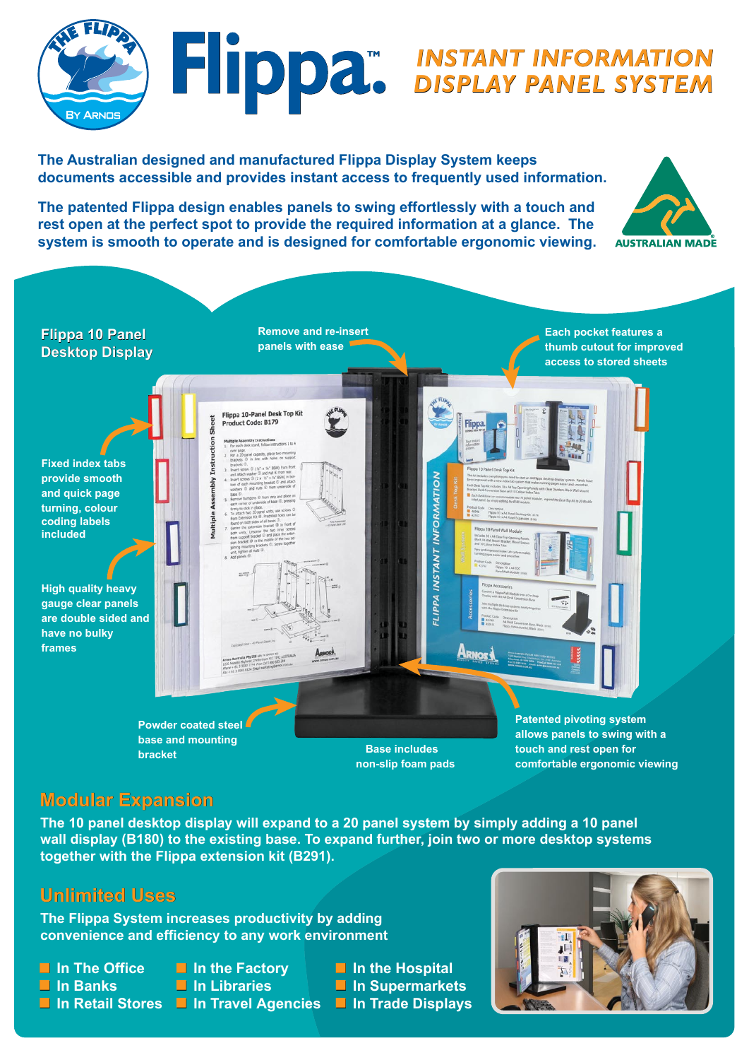# Flippa™ INSTANT INFORMATION DISPLAY PANEL SYSTEM

**The Australian designed and manufactured Flippa Display System keeps documents accessible and provides instant access to frequently used information.**

**The patented Flippa design enables panels to swing effortlessly with a touch and rest open at the perfect spot to provide the required information at a glance. The system is smooth to operate and is designed for comfortable ergonomic viewing.**

AUSTRALIAN MADE

## Flippa 10 Panel Desktop Display

Remove and re-insert panels with ease

Each pocket features a thumb cutout for improved access to stored sheets

Fixed index tabs provide smooth and quick page turning, colour coding labels included

High quality heavy gauge clear panels are double sided and have no bulky frames

Powder coated steel base and mounting bracket

Base includes non-slip foam pads

Patented pivoting system allows panels to swing with a touch and rest open for comfortable ergonomic viewing

## Modular Expansion

**The 10 panel desktop display will expand to a 20 panel system by simply adding a 10 panel wall display (B180) to the existing base. To expand further, join two or more desktop systems together with the Flippa extension kit (B291).**

## Unlimited Uses

**The Flippa System increases productivity by adding convenience and efficiency to any work environment**

- In The Office
- In Banks
- In Retail Stores
- In the Factory
- In Libraries
- In Travel Agencies
- In the Hospital
- In Supermarkets
- In Trade Displays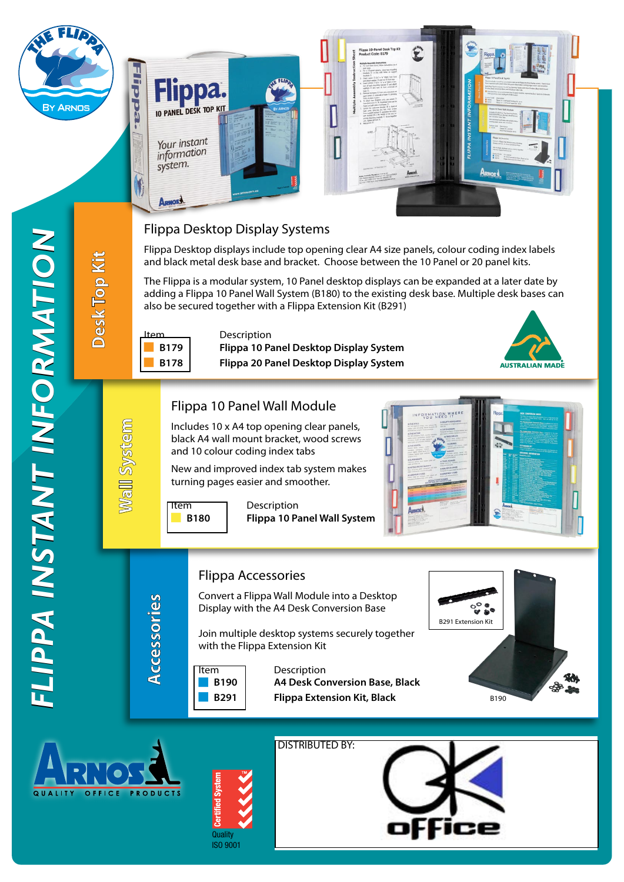# FLIPPA INSTANT INFORMATION

## Desk Top Kit

### Flippa Desktop Display Systems

Flippa Desktop displays include top opening clear A4 size panels, colour coding index labels and black metal desk base and bracket. Choose between the 10 Panel or 20 panel kits.

The Flippa is a modular system, 10 Panel desktop displays can be expanded at a later date by adding a Flippa 10 Panel Wall System (B180) to the existing desk base. Multiple desk bases can also be secured together with a Flippa Extension Kit (B291)

| Item | Description |
| --- | --- |
| **B179** | **Flippa 10 Panel Desktop Display System** |
| **B178** | **Flippa 20 Panel Desktop Display System** |

AUSTRALIAN MADE

## Wall System

### Flippa 10 Panel Wall Module

Includes 10 x A4 top opening clear panels, black A4 wall mount bracket, wood screws and 10 colour coding index tabs

New and improved index tab system makes turning pages easier and smoother.

| Item | Description |
| --- | --- |
| **B180** | **Flippa 10 Panel Wall System** |

## Accessories

### Flippa Accessories

Convert a Flippa Wall Module into a Desktop Display with the A4 Desk Conversion Base

Join multiple desktop systems securely together with the Flippa Extension Kit

| Item | Description |
| --- | --- |
| **B190** | **A4 Desk Conversion Base, Black** |
| **B291** | **Flippa Extension Kit, Black** |

B291 Extension Kit

B190

ARNOS QUALITY OFFICE PRODUCTS

Certified System Quality ISO 9001

DISTRIBUTED BY:

office